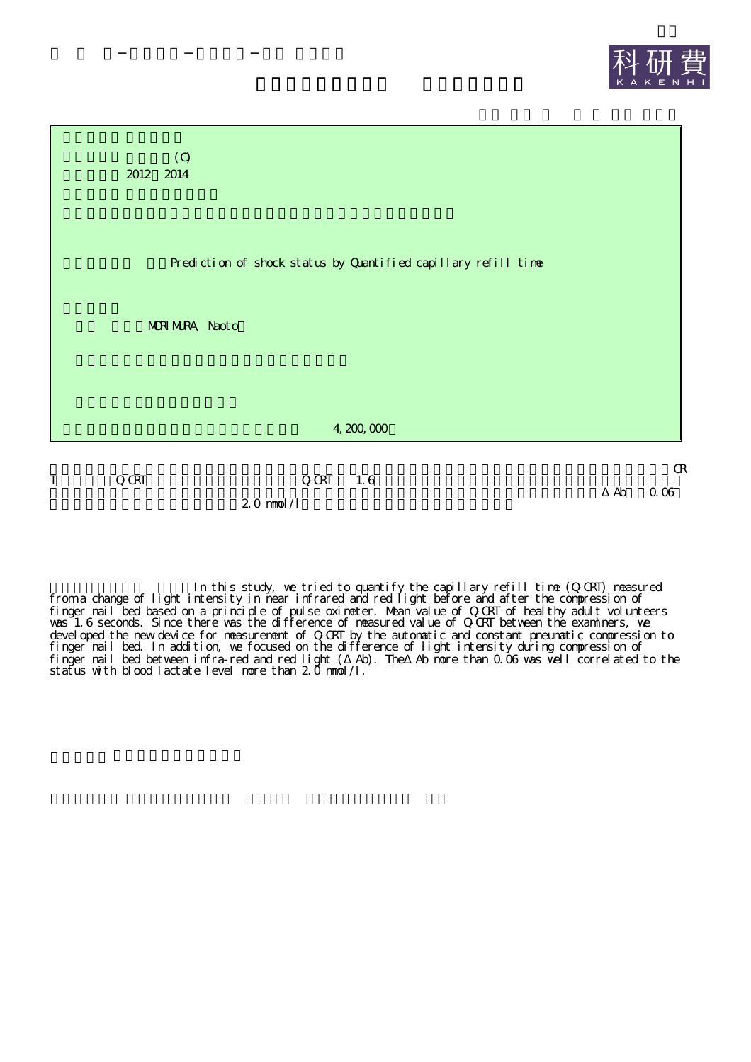科研費

(C)
2012～2014

Prediction of shock status by Quantified capillary refill time

MORIMURA, Naoto

4,200,000

CRT Q-CRT Q-CRT 1.6 ΔAb 0.06 2.0 mmol/l

In this study, we tried to quantify the capillary refill time (Q-CRT) measured from a change of light intensity in near infrared and red light before and after the compression of finger nail bed based on a principle of pulse oximeter. Mean value of Q-CRT of healthy adult volunteers was 1.6 seconds. Since there was the difference of measured value of Q-CRT between the examiners, we developed the new device for measurement of Q-CRT by the automatic and constant pneumatic compression to finger nail bed. In addition, we focused on the difference of light intensity during compression of finger nail bed between infra-red and red light (ΔAb). The ΔAb more than 0.06 was well correlated to the status with blood lactate level more than 2.0 mmol/l.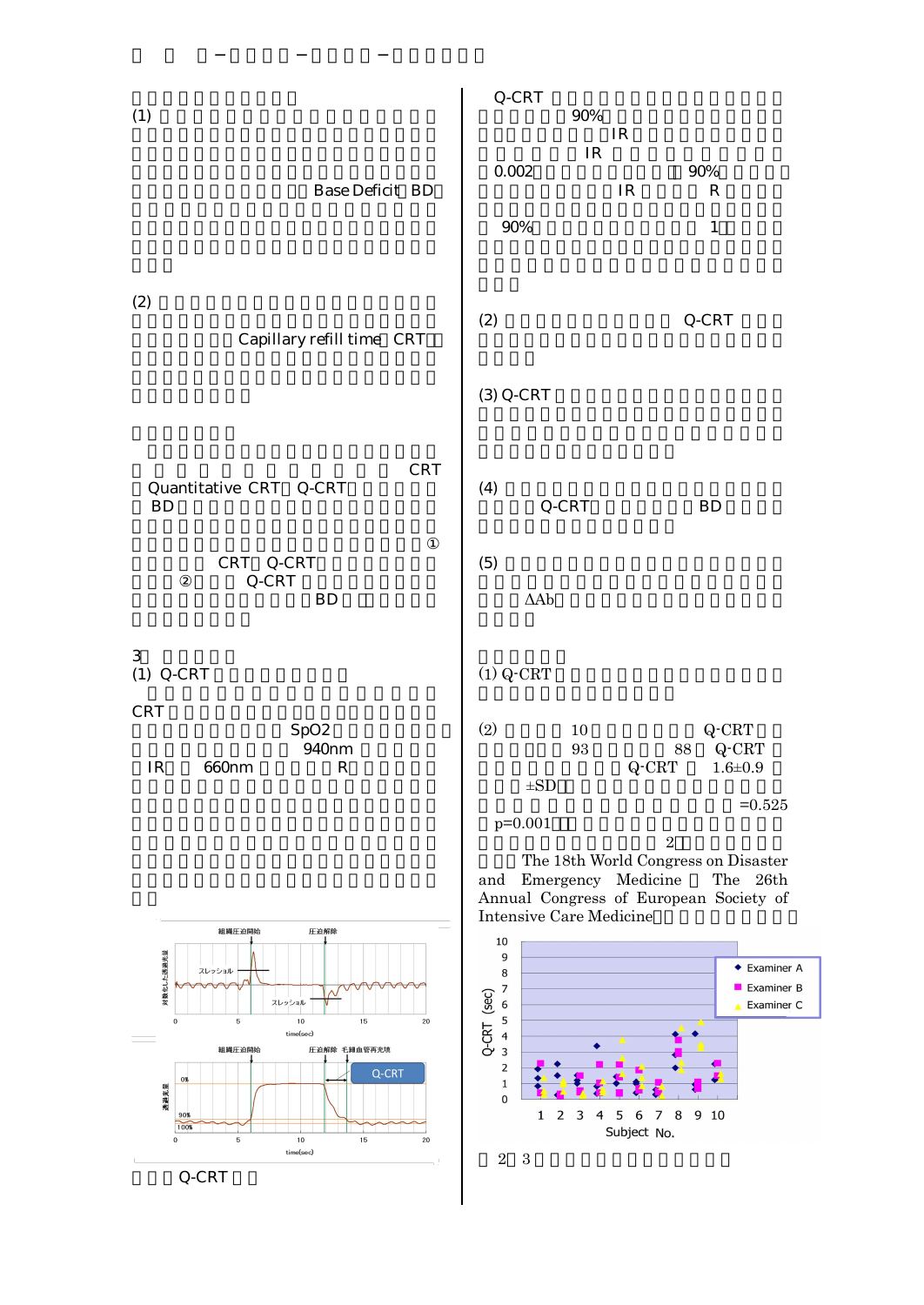(1)

Base Deficit BD

(2)

Capillary refill time CRT

CRT

Quantitative CRT Q-CRT

BD

①

CRT Q-CRT

② Q-CRT

BD

3

(1) Q-CRT

CRT

SpO2

940nm

IR 660nm R

Q-CRT

Q-CRT

90%

IR

IR

0.002 90%

IR R

90% 1

(2) Q-CRT

(3) Q-CRT

(4)

Q-CRT BD

(5)

ΔAb

(1) Q-CRT

(2) 10 Q-CRT

93 88 Q-CRT

Q-CRT 1.6±0.9

±SD

=0.525

p=0.001

2

The 18th World Congress on Disaster and Emergency Medicine The 26th Annual Congress of European Society of Intensive Care Medicine

2 3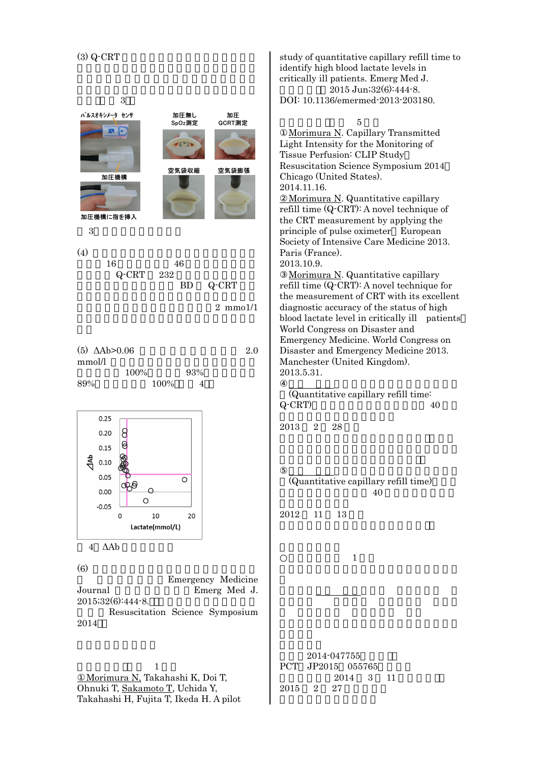(3) Q-CRT

3

パルスオキシメータ センサ

加圧機構

加圧機構に指を挿入

加圧無し SpO2測定

加圧 QCRT測定

空気袋収縮

空気袋膨張

3

(4)

16 46

Q-CRT 232

BD Q-CRT

2 mmo1/1

(5) ΔAb>0.06 2.0 mmol/l

100% 93%

89% 100% 4

4 ΔAb

(6)

Emergency Medicine Journal Emerg Med J. 2015;32(6):444-8.

Resuscitation Science Symposium 2014

1

①Morimura N, Takahashi K, Doi T, Ohnuki T, Sakamoto T, Uchida Y, Takahashi H, Fujita T, Ikeda H. A pilot study of quantitative capillary refill time to identify high blood lactate levels in critically ill patients. Emerg Med J. 2015 Jun;32(6):444-8. DOI: 10.1136/emermed-2013-203180.

5

①Morimura N. Capillary Transmitted Light Intensity for the Monitoring of Tissue Perfusion: CLIP Study Resuscitation Science Symposium 2014 Chicago (United States). 2014.11.16.

②Morimura N. Quantitative capillary refill time (Q-CRT): A novel technique of the CRT measurement by applying the principle of pulse oximeter European Society of Intensive Care Medicine 2013. Paris (France). 2013.10.9.

③Morimura N. Quantitative capillary refill time (Q-CRT): A novel technique for the measurement of CRT with its excellent diagnostic accuracy of the status of high blood lactate level in critically ill patients World Congress on Disaster and Emergency Medicine. World Congress on Disaster and Emergency Medicine 2013. Manchester (United Kingdom). 2013.5.31.

④ (Quantitative capillary refill time: Q-CRT) 40

2013 2 28

⑤ (Quantitative capillary refill time) 40

2012 11 13

○ 1

2014-047755

PCT JP2015 055765

2014 3 11

2015 2 27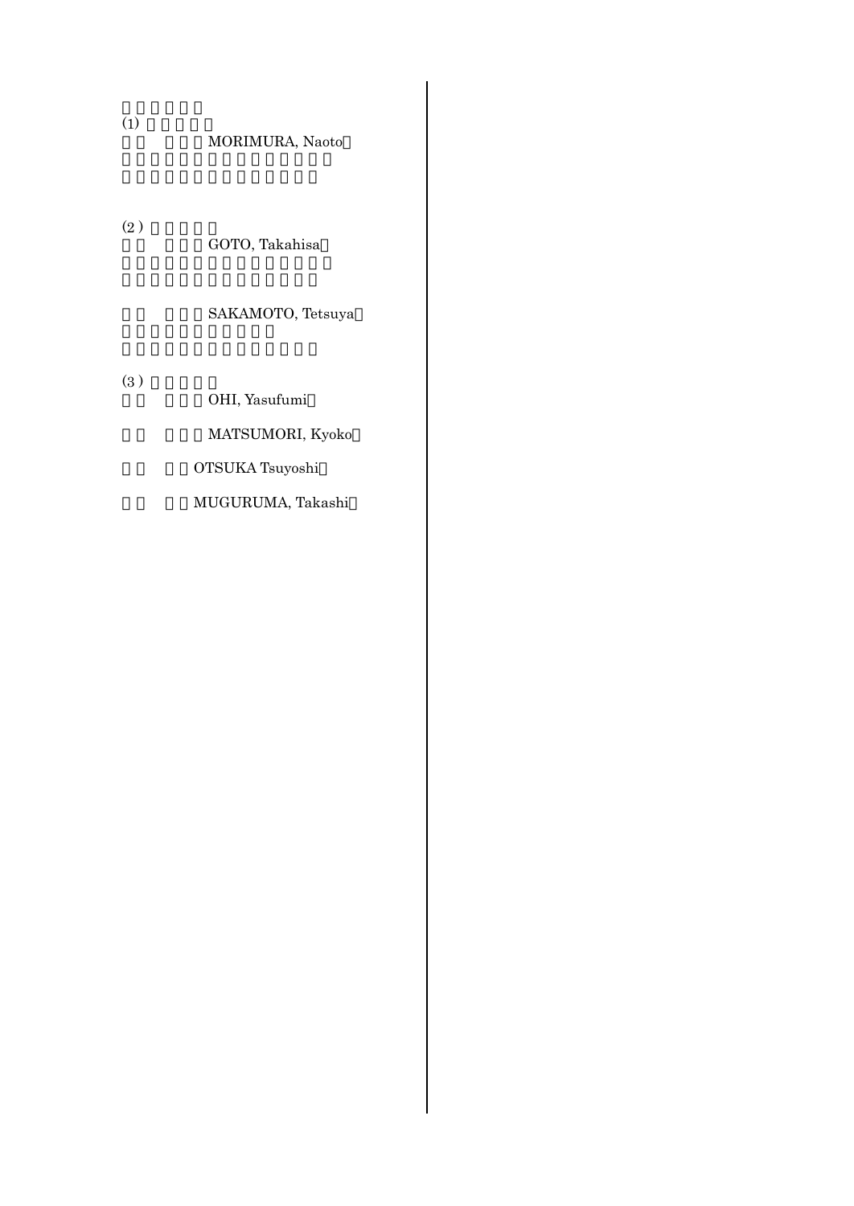(1)

MORIMURA, Naoto

(2)

GOTO, Takahisa

SAKAMOTO, Tetsuya

(3)

OHI, Yasufumi

MATSUMORI, Kyoko

OTSUKA Tsuyoshi

MUGURUMA, Takashi